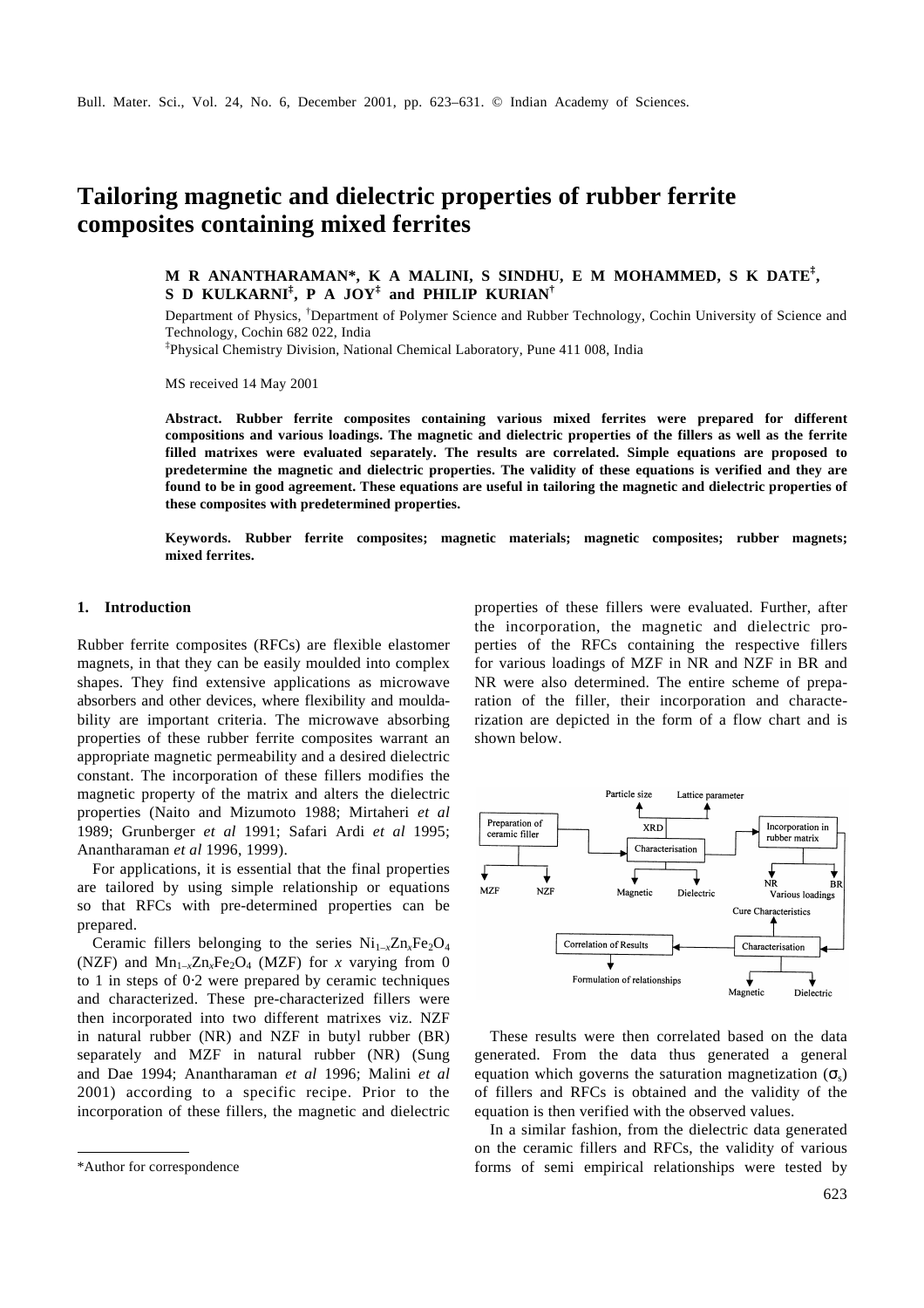# Tailoring magnetic and dielectric properties of rubber ferrite composites containing mixed ferrites

**M R ANANTHARAMAN*, K A MALINI, S SINDHU, E M MOHAMMED, S K DATE[‡], S D KULKARNI[‡], P A JOY[‡] and PHILIP KURIAN[†]**

Department of Physics, [†]Department of Polymer Science and Rubber Technology, Cochin University of Science and Technology, Cochin 682 022, India

[‡]Physical Chemistry Division, National Chemical Laboratory, Pune 411 008, India

MS received 14 May 2001

**Abstract. Rubber ferrite composites containing various mixed ferrites were prepared for different compositions and various loadings. The magnetic and dielectric properties of the fillers as well as the ferrite filled matrixes were evaluated separately. The results are correlated. Simple equations are proposed to predetermine the magnetic and dielectric properties. The validity of these equations is verified and they are found to be in good agreement. These equations are useful in tailoring the magnetic and dielectric properties of these composites with predetermined properties.**

**Keywords. Rubber ferrite composites; magnetic materials; magnetic composites; rubber magnets; mixed ferrites.**

## 1. Introduction

Rubber ferrite composites (RFCs) are flexible elastomer magnets, in that they can be easily moulded into complex shapes. They find extensive applications as microwave absorbers and other devices, where flexibility and mouldability are important criteria. The microwave absorbing properties of these rubber ferrite composites warrant an appropriate magnetic permeability and a desired dielectric constant. The incorporation of these fillers modifies the magnetic property of the matrix and alters the dielectric properties (Naito and Mizumoto 1988; Mirtaheri *et al* 1989; Grunberger *et al* 1991; Safari Ardi *et al* 1995; Anantharaman *et al* 1996, 1999).

For applications, it is essential that the final properties are tailored by using simple relationship or equations so that RFCs with pre-determined properties can be prepared.

Ceramic fillers belonging to the series $Ni_{1-x}Zn_xFe_2O_4$ (NZF) and $Mn_{1-x}Zn_xFe_2O_4$ (MZF) for $x$ varying from 0 to 1 in steps of 0·2 were prepared by ceramic techniques and characterized. These pre-characterized fillers were then incorporated into two different matrixes viz. NZF in natural rubber (NR) and NZF in butyl rubber (BR) separately and MZF in natural rubber (NR) (Sung and Dae 1994; Anantharaman *et al* 1996; Malini *et al* 2001) according to a specific recipe. Prior to the incorporation of these fillers, the magnetic and dielectric properties of these fillers were evaluated. Further, after the incorporation, the magnetic and dielectric properties of the RFCs containing the respective fillers for various loadings of MZF in NR and NZF in BR and NR were also determined. The entire scheme of preparation of the filler, their incorporation and characterization are depicted in the form of a flow chart and is shown below.

Preparation of ceramic filler → MZF, NZF → Characterisation (XRD → Particle size, Lattice parameter; Magnetic; Dielectric) → Incorporation in rubber matrix (NR, BR; Various loadings; Cure Characteristics) → Characterisation (Magnetic; Dielectric) → Correlation of Results → Formulation of relationships

These results were then correlated based on the data generated. From the data thus generated a general equation which governs the saturation magnetization ($\sigma_s$) of fillers and RFCs is obtained and the validity of the equation is then verified with the observed values.

In a similar fashion, from the dielectric data generated on the ceramic fillers and RFCs, the validity of various forms of semi empirical relationships were tested by

*Author for correspondence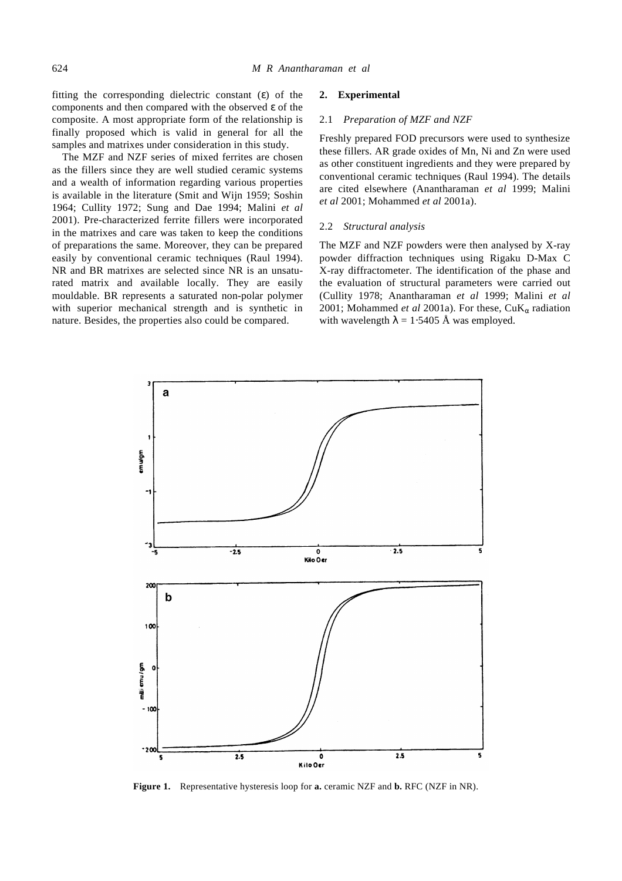fitting the corresponding dielectric constant ($\varepsilon$) of the components and then compared with the observed $\varepsilon$ of the composite. A most appropriate form of the relationship is finally proposed which is valid in general for all the samples and matrixes under consideration in this study.

The MZF and NZF series of mixed ferrites are chosen as the fillers since they are well studied ceramic systems and a wealth of information regarding various properties is available in the literature (Smit and Wijn 1959; Soshin 1964; Cullity 1972; Sung and Dae 1994; Malini *et al* 2001). Pre-characterized ferrite fillers were incorporated in the matrixes and care was taken to keep the conditions of preparations the same. Moreover, they can be prepared easily by conventional ceramic techniques (Raul 1994). NR and BR matrixes are selected since NR is an unsaturated matrix and available locally. They are easily mouldable. BR represents a saturated non-polar polymer with superior mechanical strength and is synthetic in nature. Besides, the properties also could be compared.

## 2. Experimental

### 2.1 *Preparation of MZF and NZF*

Freshly prepared FOD precursors were used to synthesize these fillers. AR grade oxides of Mn, Ni and Zn were used as other constituent ingredients and they were prepared by conventional ceramic techniques (Raul 1994). The details are cited elsewhere (Anantharaman *et al* 1999; Malini *et al* 2001; Mohammed *et al* 2001a).

### 2.2 *Structural analysis*

The MZF and NZF powders were then analysed by X-ray powder diffraction techniques using Rigaku D-Max C X-ray diffractometer. The identification of the phase and the evaluation of structural parameters were carried out (Cullity 1978; Anantharaman *et al* 1999; Malini *et al* 2001; Mohammed *et al* 2001a). For these, $CuK_\alpha$ radiation with wavelength $\lambda = 1{\cdot}5405$ Å was employed.

**Figure 1.** Representative hysteresis loop for **a.** ceramic NZF and **b.** RFC (NZF in NR).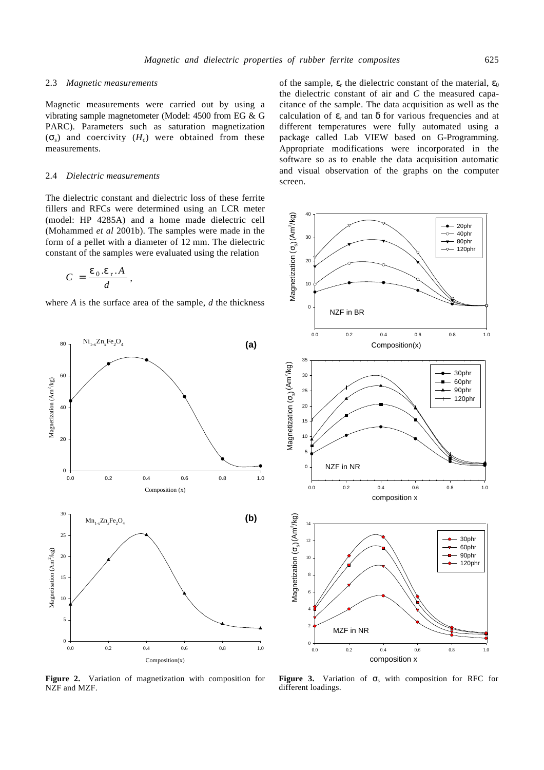### 2.3 *Magnetic measurements*

Magnetic measurements were carried out by using a vibrating sample magnetometer (Model: 4500 from EG & G PARC). Parameters such as saturation magnetization ($\sigma_s$) and coercivity ($H_c$) were obtained from these measurements.

### 2.4 *Dielectric measurements*

The dielectric constant and dielectric loss of these ferrite fillers and RFCs were determined using an LCR meter (model: HP 4285A) and a home made dielectric cell (Mohammed *et al* 2001b). The samples were made in the form of a pellet with a diameter of 12 mm. The dielectric constant of the samples were evaluated using the relation

$$C = \frac{\varepsilon_0 . \varepsilon_r . A}{d},$$

where *A* is the surface area of the sample, *d* the thickness of the sample, $\varepsilon_r$ the dielectric constant of the material, $\varepsilon_0$ the dielectric constant of air and *C* the measured capacitance of the sample. The data acquisition as well as the calculation of $\varepsilon_r$ and tan $\delta$ for various frequencies and at different temperatures were fully automated using a package called Lab VIEW based on G-Programming. Appropriate modifications were incorporated in the software so as to enable the data acquisition automatic and visual observation of the graphs on the computer screen.

**Figure 2.** Variation of magnetization with composition for NZF and MZF.

**Figure 3.** Variation of $\sigma_s$ with composition for RFC for different loadings.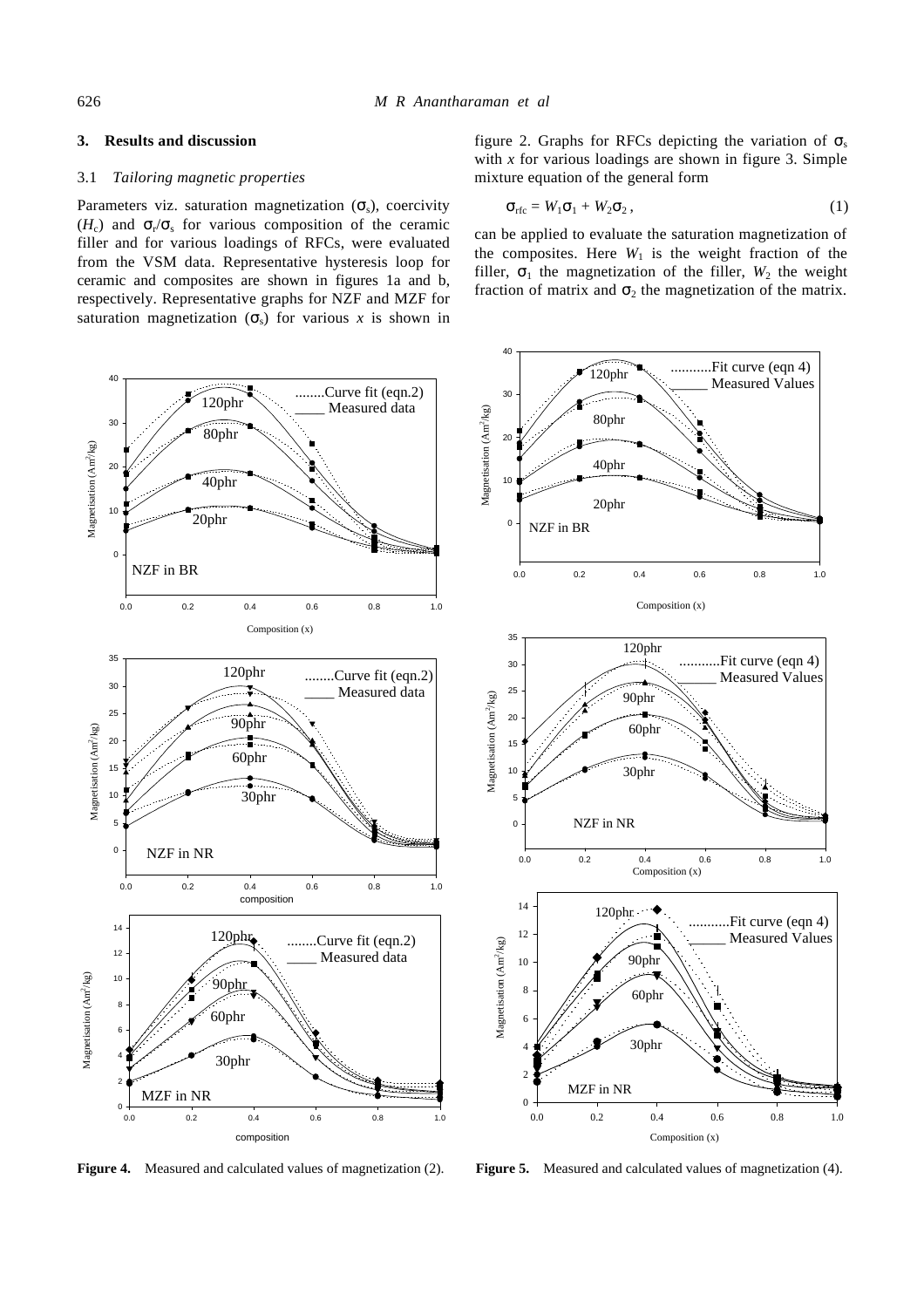## 3. Results and discussion

### 3.1 *Tailoring magnetic properties*

Parameters viz. saturation magnetization ($\sigma_s$), coercivity ($H_c$) and $\sigma_r/\sigma_s$ for various composition of the ceramic filler and for various loadings of RFCs, were evaluated from the VSM data. Representative hysteresis loop for ceramic and composites are shown in figures 1a and b, respectively. Representative graphs for NZF and MZF for saturation magnetization ($\sigma_s$) for various $x$ is shown in figure 2. Graphs for RFCs depicting the variation of $\sigma_s$ with $x$ for various loadings are shown in figure 3. Simple mixture equation of the general form

$$\sigma_{rfc} = W_1\sigma_1 + W_2\sigma_2 , \tag{1}$$

can be applied to evaluate the saturation magnetization of the composites. Here $W_1$ is the weight fraction of the filler, $\sigma_1$ the magnetization of the filler, $W_2$ the weight fraction of matrix and $\sigma_2$ the magnetization of the matrix.

**Figure 4.** Measured and calculated values of magnetization (2).

**Figure 5.** Measured and calculated values of magnetization (4).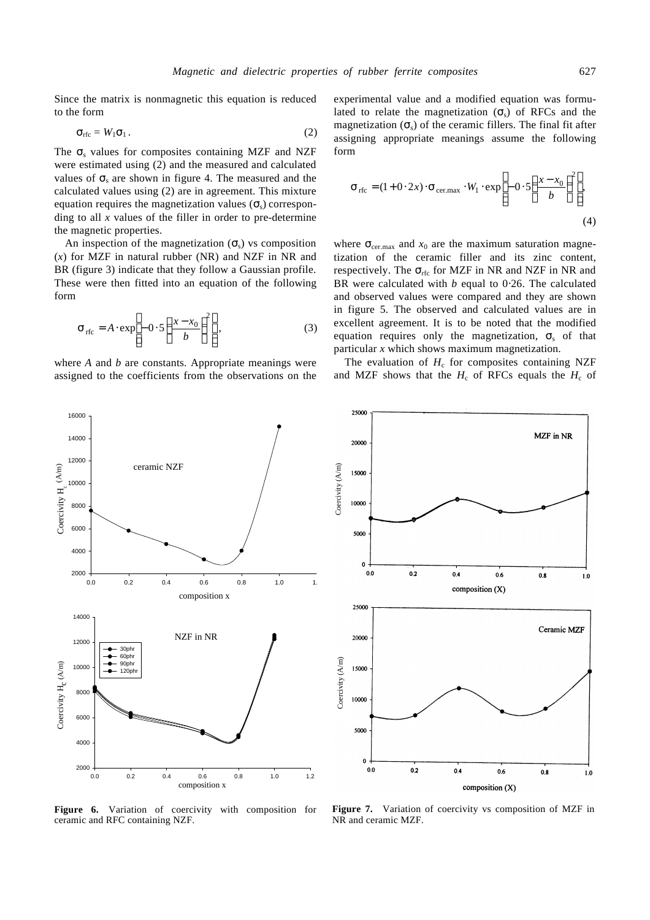Since the matrix is nonmagnetic this equation is reduced to the form

$$\sigma_{rfc} = W_1\sigma_1 . \tag{2}$$

The $\sigma_s$ values for composites containing MZF and NZF were estimated using (2) and the measured and calculated values of $\sigma_s$ are shown in figure 4. The measured and the calculated values using (2) are in agreement. This mixture equation requires the magnetization values ($\sigma_s$) corresponding to all $x$ values of the filler in order to pre-determine the magnetic properties.

An inspection of the magnetization ($\sigma_s$) vs composition ($x$) for MZF in natural rubber (NR) and NZF in NR and BR (figure 3) indicate that they follow a Gaussian profile. These were then fitted into an equation of the following form

$$\sigma_{rfc} = A \cdot \exp\left[-0 \cdot 5\left(\frac{x - x_0}{b}\right)^2\right], \tag{3}$$

where $A$ and $b$ are constants. Appropriate meanings were assigned to the coefficients from the observations on the experimental value and a modified equation was formulated to relate the magnetization ($\sigma_s$) of RFCs and the magnetization ($\sigma_s$) of the ceramic fillers. The final fit after assigning appropriate meanings assume the following form

$$\sigma_{rfc} = (1 + 0 \cdot 2x) \cdot \sigma_{cer.max} \cdot W_1 \cdot \exp\left[-0 \cdot 5\left(\frac{x - x_0}{b}\right)^2\right], \tag{4}$$

where $\sigma_{cer.max}$ and $x_0$ are the maximum saturation magnetization of the ceramic filler and its zinc content, respectively. The $\sigma_{rfc}$ for MZF in NR and NZF in NR and BR were calculated with $b$ equal to 0·26. The calculated and observed values were compared and they are shown in figure 5. The observed and calculated values are in excellent agreement. It is to be noted that the modified equation requires only the magnetization, $\sigma_s$ of that particular $x$ which shows maximum magnetization.

The evaluation of $H_c$ for composites containing NZF and MZF shows that the $H_c$ of RFCs equals the $H_c$ of

**Figure 6.** Variation of coercivity with composition for ceramic and RFC containing NZF.

**Figure 7.** Variation of coercivity vs composition of MZF in NR and ceramic MZF.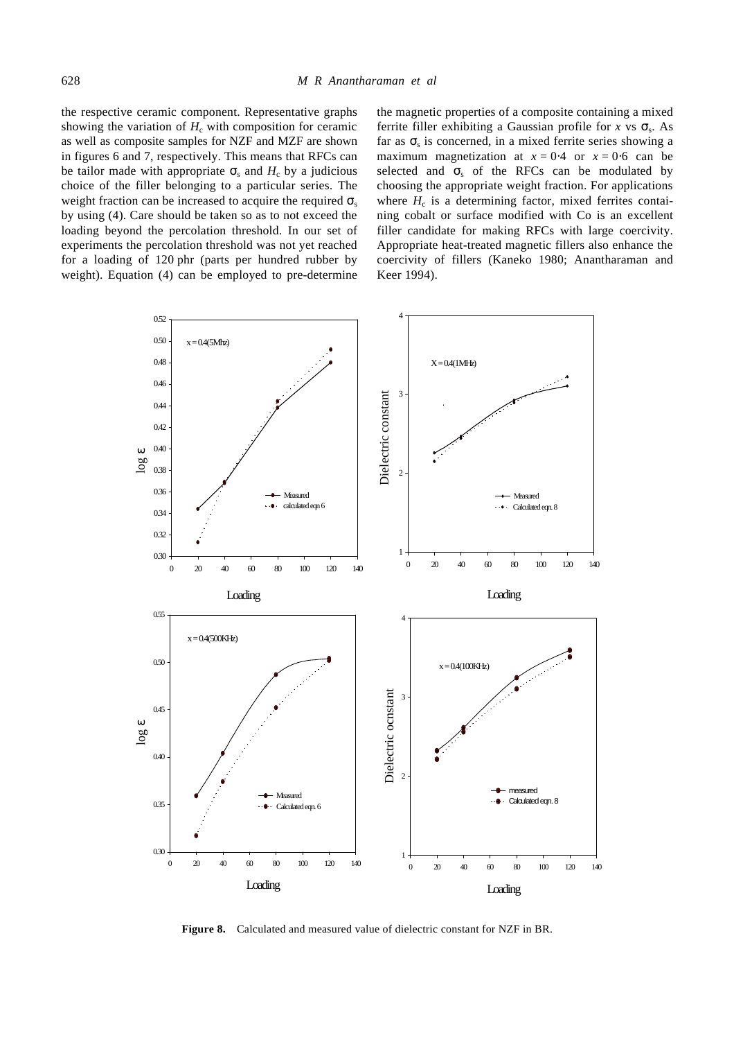the respective ceramic component. Representative graphs showing the variation of $H_c$ with composition for ceramic as well as composite samples for NZF and MZF are shown in figures 6 and 7, respectively. This means that RFCs can be tailor made with appropriate $\sigma_s$ and $H_c$ by a judicious choice of the filler belonging to a particular series. The weight fraction can be increased to acquire the required $\sigma_s$ by using (4). Care should be taken so as to not exceed the loading beyond the percolation threshold. In our set of experiments the percolation threshold was not yet reached for a loading of 120 phr (parts per hundred rubber by weight). Equation (4) can be employed to pre-determine the magnetic properties of a composite containing a mixed ferrite filler exhibiting a Gaussian profile for $x$ vs $\sigma_s$. As far as $\sigma_s$ is concerned, in a mixed ferrite series showing a maximum magnetization at $x = 0{\cdot}4$ or $x = 0{\cdot}6$ can be selected and $\sigma_s$ of the RFCs can be modulated by choosing the appropriate weight fraction. For applications where $H_c$ is a determining factor, mixed ferrites containing cobalt or surface modified with Co is an excellent filler candidate for making RFCs with large coercivity. Appropriate heat-treated magnetic fillers also enhance the coercivity of fillers (Kaneko 1980; Anantharaman and Keer 1994).

**Figure 8.** Calculated and measured value of dielectric constant for NZF in BR.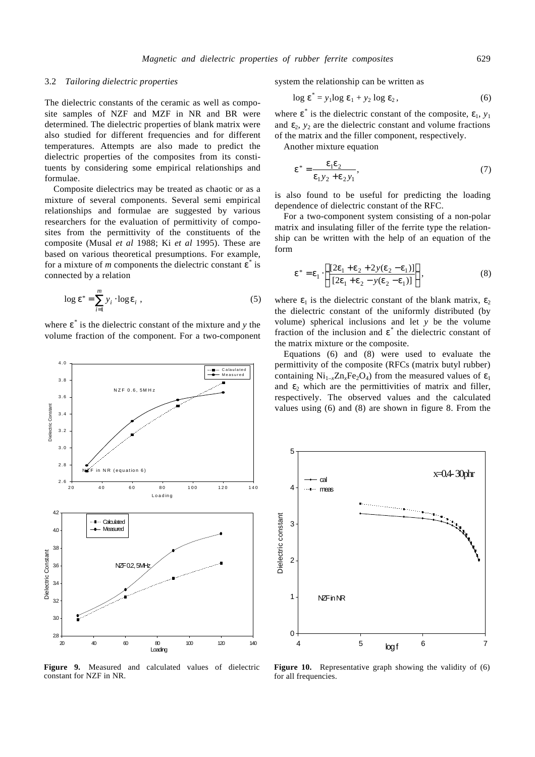### 3.2 *Tailoring dielectric properties*

The dielectric constants of the ceramic as well as composite samples of NZF and MZF in NR and BR were determined. The dielectric properties of blank matrix were also studied for different frequencies and for different temperatures. Attempts are also made to predict the dielectric properties of the composites from its constituents by considering some empirical relationships and formulae.

Composite dielectrics may be treated as chaotic or as a mixture of several components. Several semi empirical relationships and formulae are suggested by various researchers for the evaluation of permittivity of composites from the permittivity of the constituents of the composite (Musal *et al* 1988; Ki *et al* 1995). These are based on various theoretical presumptions. For example, for a mixture of *m* components the dielectric constant $\varepsilon^*$ is connected by a relation

$$\log \varepsilon^* = \sum_{i=1}^{m} y_i \cdot \log \varepsilon_i \,, \tag{5}$$

where $\varepsilon^*$ is the dielectric constant of the mixture and $y$ the volume fraction of the component. For a two-component system the relationship can be written as

$$\log \varepsilon^* = y_1 \log \varepsilon_1 + y_2 \log \varepsilon_2 \,, \tag{6}$$

where $\varepsilon^*$ is the dielectric constant of the composite, $\varepsilon_1$, $y_1$ and $\varepsilon_2$, $y_2$ are the dielectric constant and volume fractions of the matrix and the filler component, respectively.

Another mixture equation

$$\varepsilon^* = \frac{\varepsilon_1 \varepsilon_2}{\varepsilon_1 y_2 + \varepsilon_2 y_1}, \tag{7}$$

is also found to be useful for predicting the loading dependence of dielectric constant of the RFC.

For a two-component system consisting of a non-polar matrix and insulating filler of the ferrite type the relationship can be written with the help of an equation of the form

$$\varepsilon^* = \varepsilon_1 \cdot \left\{ \frac{[2\varepsilon_1 + \varepsilon_2 + 2y(\varepsilon_2 - \varepsilon_1)]}{[2\varepsilon_1 + \varepsilon_2 - y(\varepsilon_2 - \varepsilon_1)]} \right\}, \tag{8}$$

where $\varepsilon_1$ is the dielectric constant of the blank matrix, $\varepsilon_2$ the dielectric constant of the uniformly distributed (by volume) spherical inclusions and let $y$ be the volume fraction of the inclusion and $\varepsilon^*$ the dielectric constant of the matrix mixture or the composite.

Equations (6) and (8) were used to evaluate the permittivity of the composite (RFCs (matrix butyl rubber) containing $Ni_{1-x}Zn_xFe_2O_4$) from the measured values of $\varepsilon_1$ and $\varepsilon_2$ which are the permittivities of matrix and filler, respectively. The observed values and the calculated values using (6) and (8) are shown in figure 8. From the

**Figure 9.** Measured and calculated values of dielectric constant for NZF in NR.

**Figure 10.** Representative graph showing the validity of (6) for all frequencies.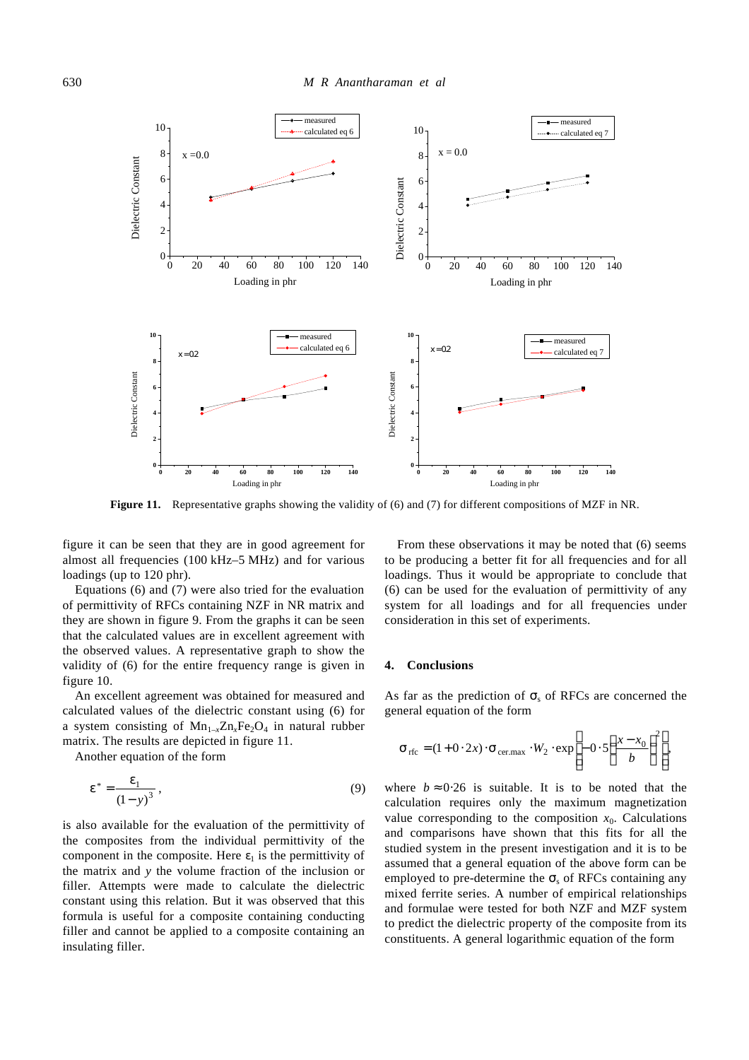Figure 11. Representative graphs showing the validity of (6) and (7) for different compositions of MZF in NR.

figure it can be seen that they are in good agreement for almost all frequencies (100 kHz–5 MHz) and for various loadings (up to 120 phr).

Equations (6) and (7) were also tried for the evaluation of permittivity of RFCs containing NZF in NR matrix and they are shown in figure 9. From the graphs it can be seen that the calculated values are in excellent agreement with the observed values. A representative graph to show the validity of (6) for the entire frequency range is given in figure 10.

An excellent agreement was obtained for measured and calculated values of the dielectric constant using (6) for a system consisting of $Mn_{1-x}Zn_xFe_2O_4$ in natural rubber matrix. The results are depicted in figure 11.

Another equation of the form

$$\varepsilon^* = \frac{\varepsilon_1}{(1-y)^3}, \tag{9}$$

is also available for the evaluation of the permittivity of the composites from the individual permittivity of the component in the composite. Here $\varepsilon_1$ is the permittivity of the matrix and $y$ the volume fraction of the inclusion or filler. Attempts were made to calculate the dielectric constant using this relation. But it was observed that this formula is useful for a composite containing conducting filler and cannot be applied to a composite containing an insulating filler.

From these observations it may be noted that (6) seems to be producing a better fit for all frequencies and for all loadings. Thus it would be appropriate to conclude that (6) can be used for the evaluation of permittivity of any system for all loadings and for all frequencies under consideration in this set of experiments.

## 4. Conclusions

As far as the prediction of $\sigma_s$ of RFCs are concerned the general equation of the form

$$\sigma_{\text{rfc}} = (1 + 0\cdot 2x)\cdot \sigma_{\text{cer.max}} \cdot W_2 \cdot \exp\left[-0\cdot 5\left(\frac{x - x_0}{b}\right)^2\right],$$

where $b \approx 0\cdot 26$ is suitable. It is to be noted that the calculation requires only the maximum magnetization value corresponding to the composition $x_0$. Calculations and comparisons have shown that this fits for all the studied system in the present investigation and it is to be assumed that a general equation of the above form can be employed to pre-determine the $\sigma_s$ of RFCs containing any mixed ferrite series. A number of empirical relationships and formulae were tested for both NZF and MZF system to predict the dielectric property of the composite from its constituents. A general logarithmic equation of the form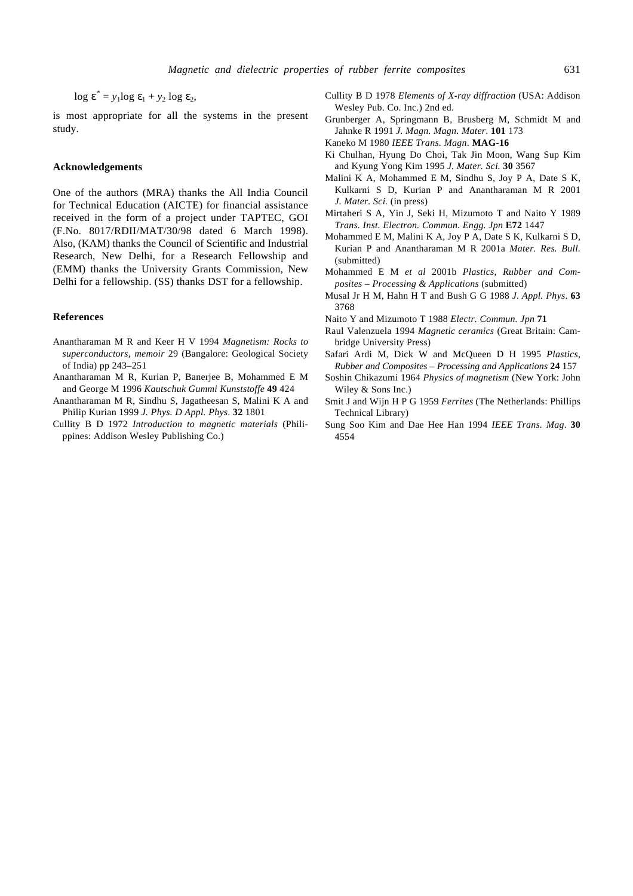$$\log \varepsilon^* = y_1 \log \varepsilon_1 + y_2 \log \varepsilon_2,$$

is most appropriate for all the systems in the present study.

## Acknowledgements

One of the authors (MRA) thanks the All India Council for Technical Education (AICTE) for financial assistance received in the form of a project under TAPTEC, GOI (F.No. 8017/RDII/MAT/30/98 dated 6 March 1998). Also, (KAM) thanks the Council of Scientific and Industrial Research, New Delhi, for a Research Fellowship and (EMM) thanks the University Grants Commission, New Delhi for a fellowship. (SS) thanks DST for a fellowship.

## References

Anantharaman M R and Keer H V 1994 *Magnetism: Rocks to superconductors, memoir* 29 (Bangalore: Geological Society of India) pp 243–251

Anantharaman M R, Kurian P, Banerjee B, Mohammed E M and George M 1996 *Kautschuk Gummi Kunststoffe* **49** 424

Anantharaman M R, Sindhu S, Jagatheesan S, Malini K A and Philip Kurian 1999 *J. Phys. D Appl. Phys*. **32** 1801

Cullity B D 1972 *Introduction to magnetic materials* (Philippines: Addison Wesley Publishing Co.)

Cullity B D 1978 *Elements of X-ray diffraction* (USA: Addison Wesley Pub. Co. Inc.) 2nd ed.

Grunberger A, Springmann B, Brusberg M, Schmidt M and Jahnke R 1991 *J. Magn. Magn. Mater*. **101** 173

Kaneko M 1980 *IEEE Trans. Magn*. **MAG-16**

Ki Chulhan, Hyung Do Choi, Tak Jin Moon, Wang Sup Kim and Kyung Yong Kim 1995 *J. Mater. Sci.* **30** 3567

Malini K A, Mohammed E M, Sindhu S, Joy P A, Date S K, Kulkarni S D, Kurian P and Anantharaman M R 2001 *J. Mater. Sci.* (in press)

Mirtaheri S A, Yin J, Seki H, Mizumoto T and Naito Y 1989 *Trans. Inst. Electron. Commun. Engg. Jpn* **E72** 1447

Mohammed E M, Malini K A, Joy P A, Date S K, Kulkarni S D, Kurian P and Anantharaman M R 2001a *Mater. Res. Bull.* (submitted)

Mohammed E M *et al* 2001b *Plastics, Rubber and Composites – Processing & Applications* (submitted)

Musal Jr H M, Hahn H T and Bush G G 1988 *J. Appl. Phys*. **63** 3768

Naito Y and Mizumoto T 1988 *Electr. Commun. Jpn* **71**

Raul Valenzuela 1994 *Magnetic ceramics* (Great Britain: Cambridge University Press)

Safari Ardi M, Dick W and McQueen D H 1995 *Plastics, Rubber and Composites – Processing and Applications* **24** 157

Soshin Chikazumi 1964 *Physics of magnetism* (New York: John Wiley & Sons Inc.)

Smit J and Wijn H P G 1959 *Ferrites* (The Netherlands: Phillips Technical Library)

Sung Soo Kim and Dae Hee Han 1994 *IEEE Trans. Mag*. **30** 4554